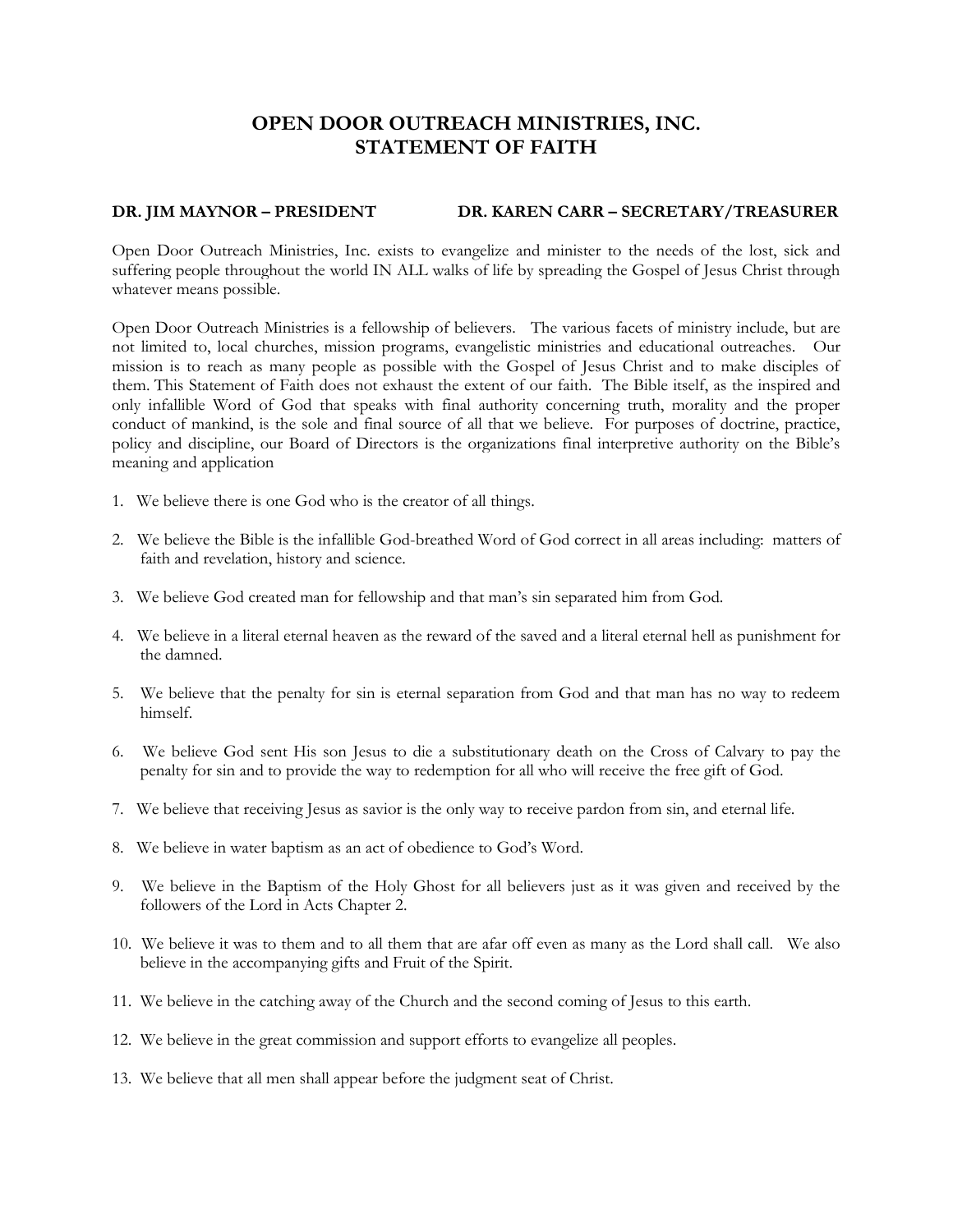# OPEN DOOR OUTREACH MINISTRIES, INC.
# STATEMENT OF FAITH

**DR. JIM MAYNOR – PRESIDENT** **DR. KAREN CARR – SECRETARY/TREASURER**

Open Door Outreach Ministries, Inc. exists to evangelize and minister to the needs of the lost, sick and suffering people throughout the world IN ALL walks of life by spreading the Gospel of Jesus Christ through whatever means possible.

Open Door Outreach Ministries is a fellowship of believers. The various facets of ministry include, but are not limited to, local churches, mission programs, evangelistic ministries and educational outreaches. Our mission is to reach as many people as possible with the Gospel of Jesus Christ and to make disciples of them. This Statement of Faith does not exhaust the extent of our faith. The Bible itself, as the inspired and only infallible Word of God that speaks with final authority concerning truth, morality and the proper conduct of mankind, is the sole and final source of all that we believe. For purposes of doctrine, practice, policy and discipline, our Board of Directors is the organizations final interpretive authority on the Bible's meaning and application

1. We believe there is one God who is the creator of all things.
2. We believe the Bible is the infallible God-breathed Word of God correct in all areas including: matters of faith and revelation, history and science.
3. We believe God created man for fellowship and that man's sin separated him from God.
4. We believe in a literal eternal heaven as the reward of the saved and a literal eternal hell as punishment for the damned.
5. We believe that the penalty for sin is eternal separation from God and that man has no way to redeem himself.
6. We believe God sent His son Jesus to die a substitutionary death on the Cross of Calvary to pay the penalty for sin and to provide the way to redemption for all who will receive the free gift of God.
7. We believe that receiving Jesus as savior is the only way to receive pardon from sin, and eternal life.
8. We believe in water baptism as an act of obedience to God's Word.
9. We believe in the Baptism of the Holy Ghost for all believers just as it was given and received by the followers of the Lord in Acts Chapter 2.
10. We believe it was to them and to all them that are afar off even as many as the Lord shall call. We also believe in the accompanying gifts and Fruit of the Spirit.
11. We believe in the catching away of the Church and the second coming of Jesus to this earth.
12. We believe in the great commission and support efforts to evangelize all peoples.
13. We believe that all men shall appear before the judgment seat of Christ.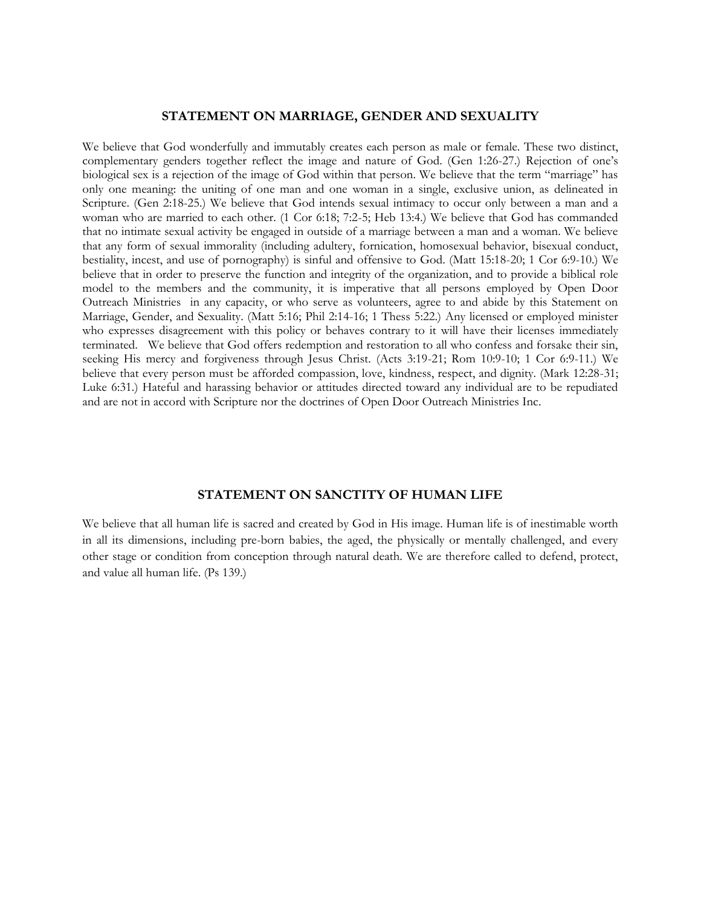## STATEMENT ON MARRIAGE, GENDER AND SEXUALITY

We believe that God wonderfully and immutably creates each person as male or female. These two distinct, complementary genders together reflect the image and nature of God. (Gen 1:26-27.) Rejection of one's biological sex is a rejection of the image of God within that person. We believe that the term "marriage" has only one meaning: the uniting of one man and one woman in a single, exclusive union, as delineated in Scripture. (Gen 2:18-25.) We believe that God intends sexual intimacy to occur only between a man and a woman who are married to each other. (1 Cor 6:18; 7:2-5; Heb 13:4.) We believe that God has commanded that no intimate sexual activity be engaged in outside of a marriage between a man and a woman. We believe that any form of sexual immorality (including adultery, fornication, homosexual behavior, bisexual conduct, bestiality, incest, and use of pornography) is sinful and offensive to God. (Matt 15:18-20; 1 Cor 6:9-10.) We believe that in order to preserve the function and integrity of the organization, and to provide a biblical role model to the members and the community, it is imperative that all persons employed by Open Door Outreach Ministries in any capacity, or who serve as volunteers, agree to and abide by this Statement on Marriage, Gender, and Sexuality. (Matt 5:16; Phil 2:14-16; 1 Thess 5:22.) Any licensed or employed minister who expresses disagreement with this policy or behaves contrary to it will have their licenses immediately terminated. We believe that God offers redemption and restoration to all who confess and forsake their sin, seeking His mercy and forgiveness through Jesus Christ. (Acts 3:19-21; Rom 10:9-10; 1 Cor 6:9-11.) We believe that every person must be afforded compassion, love, kindness, respect, and dignity. (Mark 12:28-31; Luke 6:31.) Hateful and harassing behavior or attitudes directed toward any individual are to be repudiated and are not in accord with Scripture nor the doctrines of Open Door Outreach Ministries Inc.

## STATEMENT ON SANCTITY OF HUMAN LIFE

We believe that all human life is sacred and created by God in His image. Human life is of inestimable worth in all its dimensions, including pre-born babies, the aged, the physically or mentally challenged, and every other stage or condition from conception through natural death. We are therefore called to defend, protect, and value all human life. (Ps 139.)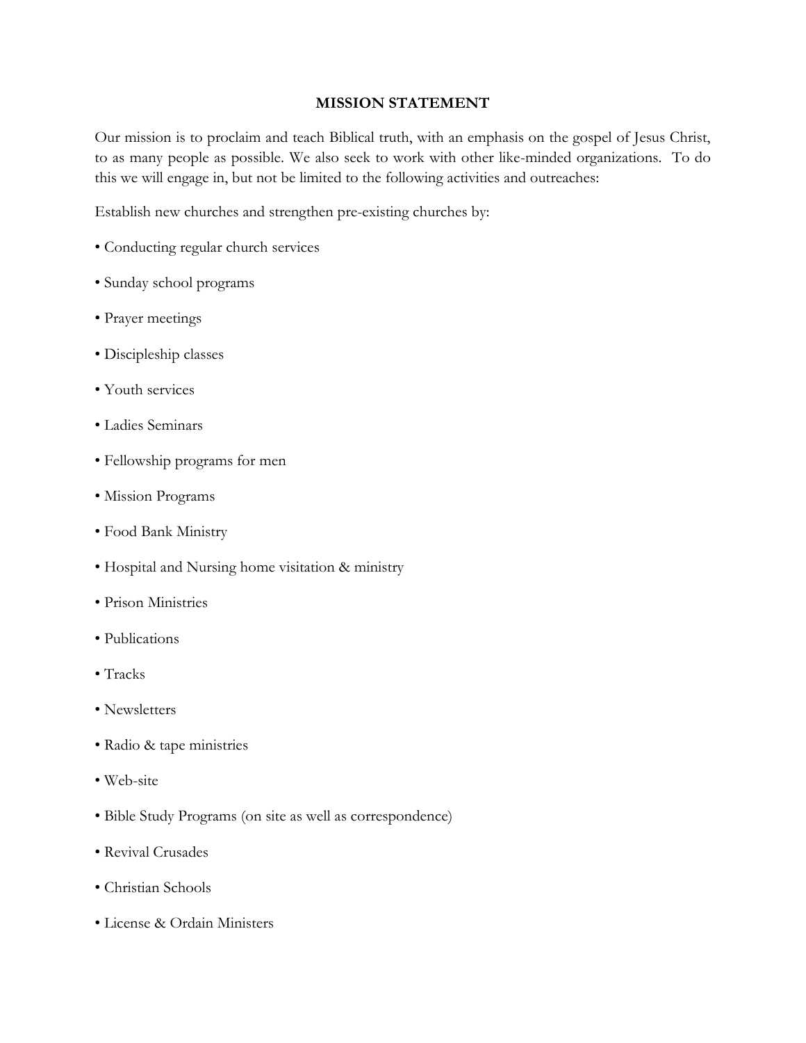## MISSION STATEMENT

Our mission is to proclaim and teach Biblical truth, with an emphasis on the gospel of Jesus Christ, to as many people as possible. We also seek to work with other like-minded organizations. To do this we will engage in, but not be limited to the following activities and outreaches:

Establish new churches and strengthen pre-existing churches by:

- Conducting regular church services
- Sunday school programs
- Prayer meetings
- Discipleship classes
- Youth services
- Ladies Seminars
- Fellowship programs for men
- Mission Programs
- Food Bank Ministry
- Hospital and Nursing home visitation & ministry
- Prison Ministries
- Publications
- Tracks
- Newsletters
- Radio & tape ministries
- Web-site
- Bible Study Programs (on site as well as correspondence)
- Revival Crusades
- Christian Schools
- License & Ordain Ministers